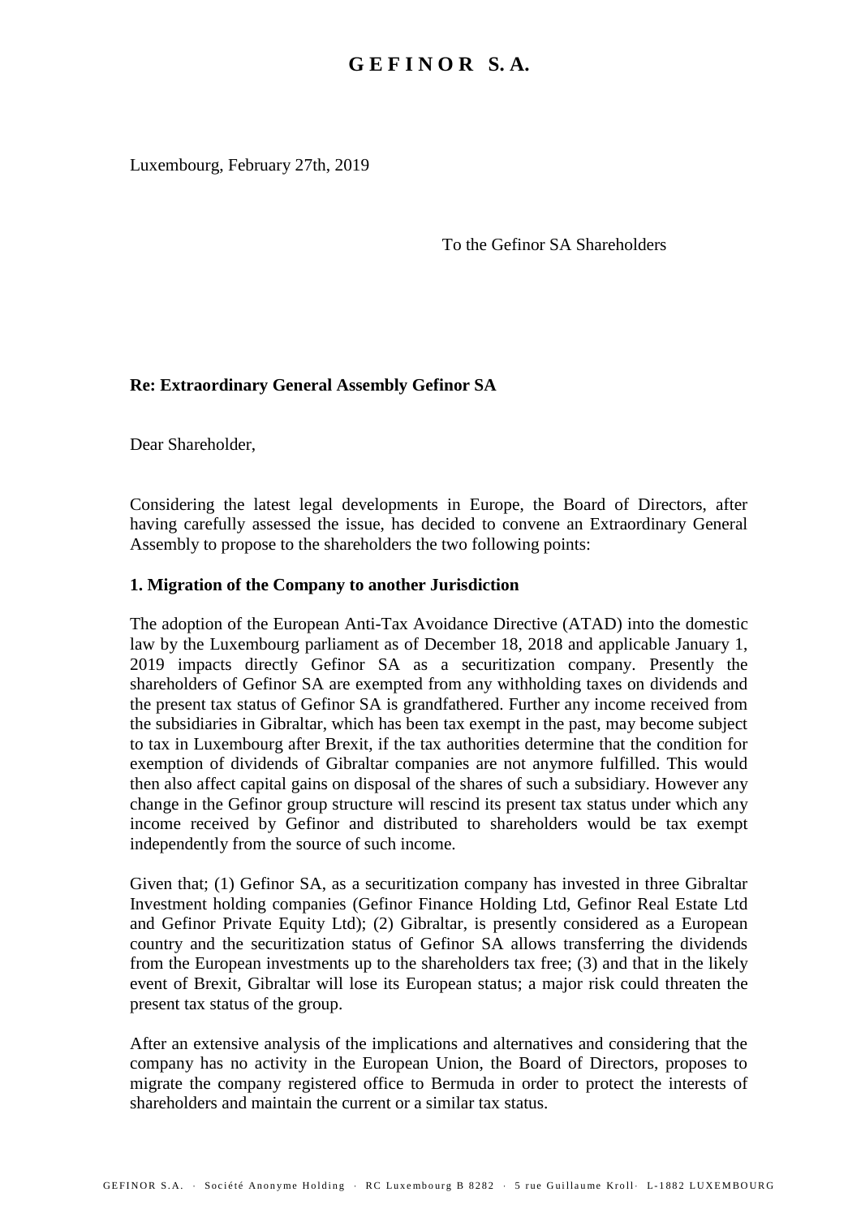# G E F I N O R S. A.

Luxembourg, February 27th, 2019

To the Gefinor SA Shareholders

**Re: Extraordinary General Assembly Gefinor SA**

Dear Shareholder,

Considering the latest legal developments in Europe, the Board of Directors, after having carefully assessed the issue, has decided to convene an Extraordinary General Assembly to propose to the shareholders the two following points:

**1. Migration of the Company to another Jurisdiction**

The adoption of the European Anti-Tax Avoidance Directive (ATAD) into the domestic law by the Luxembourg parliament as of December 18, 2018 and applicable January 1, 2019 impacts directly Gefinor SA as a securitization company. Presently the shareholders of Gefinor SA are exempted from any withholding taxes on dividends and the present tax status of Gefinor SA is grandfathered. Further any income received from the subsidiaries in Gibraltar, which has been tax exempt in the past, may become subject to tax in Luxembourg after Brexit, if the tax authorities determine that the condition for exemption of dividends of Gibraltar companies are not anymore fulfilled. This would then also affect capital gains on disposal of the shares of such a subsidiary. However any change in the Gefinor group structure will rescind its present tax status under which any income received by Gefinor and distributed to shareholders would be tax exempt independently from the source of such income.

Given that; (1) Gefinor SA, as a securitization company has invested in three Gibraltar Investment holding companies (Gefinor Finance Holding Ltd, Gefinor Real Estate Ltd and Gefinor Private Equity Ltd); (2) Gibraltar, is presently considered as a European country and the securitization status of Gefinor SA allows transferring the dividends from the European investments up to the shareholders tax free; (3) and that in the likely event of Brexit, Gibraltar will lose its European status; a major risk could threaten the present tax status of the group.

After an extensive analysis of the implications and alternatives and considering that the company has no activity in the European Union, the Board of Directors, proposes to migrate the company registered office to Bermuda in order to protect the interests of shareholders and maintain the current or a similar tax status.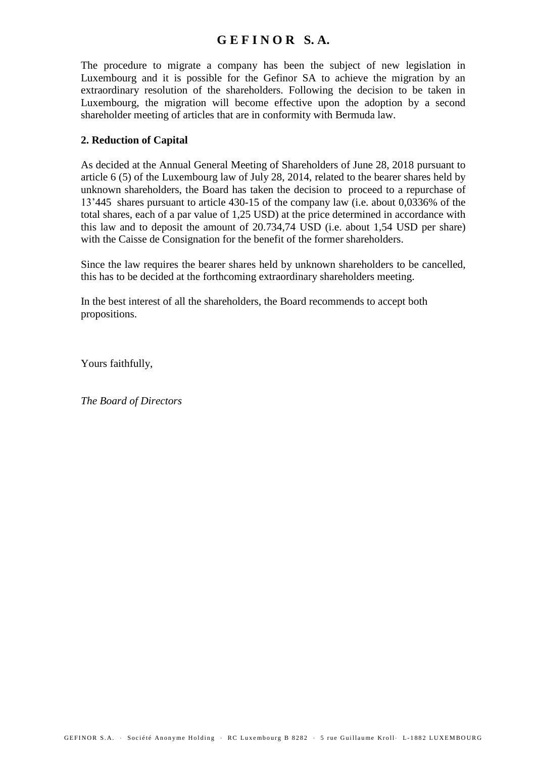The procedure to migrate a company has been the subject of new legislation in Luxembourg and it is possible for the Gefinor SA to achieve the migration by an extraordinary resolution of the shareholders. Following the decision to be taken in Luxembourg, the migration will become effective upon the adoption by a second shareholder meeting of articles that are in conformity with Bermuda law.

**2. Reduction of Capital**

As decided at the Annual General Meeting of Shareholders of June 28, 2018 pursuant to article 6 (5) of the Luxembourg law of July 28, 2014, related to the bearer shares held by unknown shareholders, the Board has taken the decision to proceed to a repurchase of 13'445 shares pursuant to article 430-15 of the company law (i.e. about 0,0336% of the total shares, each of a par value of 1,25 USD) at the price determined in accordance with this law and to deposit the amount of 20.734,74 USD (i.e. about 1,54 USD per share) with the Caisse de Consignation for the benefit of the former shareholders.

Since the law requires the bearer shares held by unknown shareholders to be cancelled, this has to be decided at the forthcoming extraordinary shareholders meeting.

In the best interest of all the shareholders, the Board recommends to accept both propositions.

Yours faithfully,

*The Board of Directors*